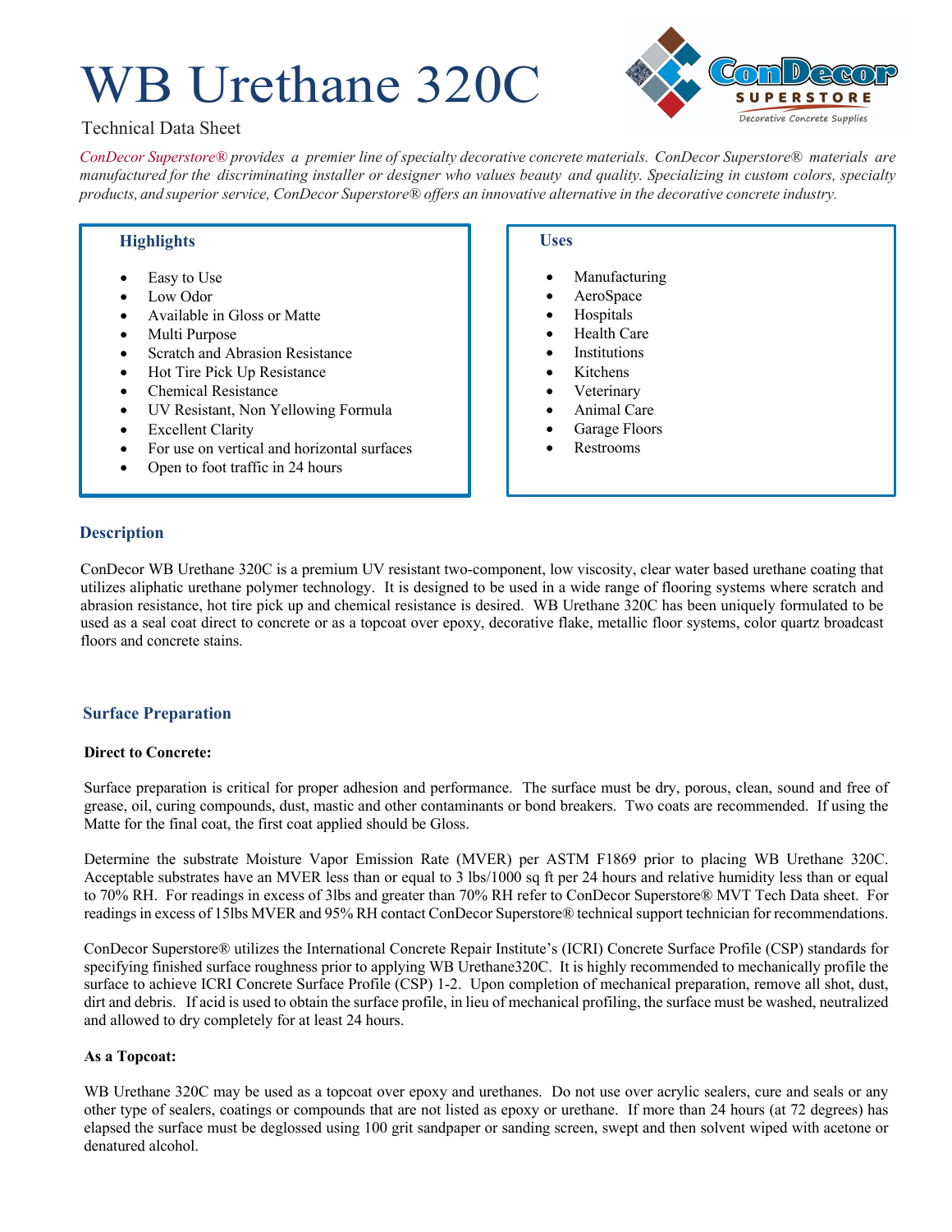# WB Urethane 320C

Technical Data Sheet

*ConDecor Superstore® provides a premier line of specialty decorative concrete materials. ConDecor Superstore® materials are manufactured for the discriminating installer or designer who values beauty and quality. Specializing in custom colors, specialty products, and superior service, ConDecor Superstore® offers an innovative alternative in the decorative concrete industry.*

## Highlights

- Easy to Use
- Low Odor
- Available in Gloss or Matte
- Multi Purpose
- Scratch and Abrasion Resistance
- Hot Tire Pick Up Resistance
- Chemical Resistance
- UV Resistant, Non Yellowing Formula
- Excellent Clarity
- For use on vertical and horizontal surfaces
- Open to foot traffic in 24 hours

## Uses

- Manufacturing
- AeroSpace
- Hospitals
- Health Care
- Institutions
- Kitchens
- Veterinary
- Animal Care
- Garage Floors
- Restrooms

## Description

ConDecor WB Urethane 320C is a premium UV resistant two-component, low viscosity, clear water based urethane coating that utilizes aliphatic urethane polymer technology. It is designed to be used in a wide range of flooring systems where scratch and abrasion resistance, hot tire pick up and chemical resistance is desired. WB Urethane 320C has been uniquely formulated to be used as a seal coat direct to concrete or as a topcoat over epoxy, decorative flake, metallic floor systems, color quartz broadcast floors and concrete stains.

## Surface Preparation

**Direct to Concrete:**

Surface preparation is critical for proper adhesion and performance. The surface must be dry, porous, clean, sound and free of grease, oil, curing compounds, dust, mastic and other contaminants or bond breakers. Two coats are recommended. If using the Matte for the final coat, the first coat applied should be Gloss.

Determine the substrate Moisture Vapor Emission Rate (MVER) per ASTM F1869 prior to placing WB Urethane 320C. Acceptable substrates have an MVER less than or equal to 3 lbs/1000 sq ft per 24 hours and relative humidity less than or equal to 70% RH. For readings in excess of 3lbs and greater than 70% RH refer to ConDecor Superstore® MVT Tech Data sheet. For readings in excess of 15lbs MVER and 95% RH contact ConDecor Superstore® technical support technician for recommendations.

ConDecor Superstore® utilizes the International Concrete Repair Institute's (ICRI) Concrete Surface Profile (CSP) standards for specifying finished surface roughness prior to applying WB Urethane320C. It is highly recommended to mechanically profile the surface to achieve ICRI Concrete Surface Profile (CSP) 1-2. Upon completion of mechanical preparation, remove all shot, dust, dirt and debris. If acid is used to obtain the surface profile, in lieu of mechanical profiling, the surface must be washed, neutralized and allowed to dry completely for at least 24 hours.

**As a Topcoat:**

WB Urethane 320C may be used as a topcoat over epoxy and urethanes. Do not use over acrylic sealers, cure and seals or any other type of sealers, coatings or compounds that are not listed as epoxy or urethane. If more than 24 hours (at 72 degrees) has elapsed the surface must be deglossed using 100 grit sandpaper or sanding screen, swept and then solvent wiped with acetone or denatured alcohol.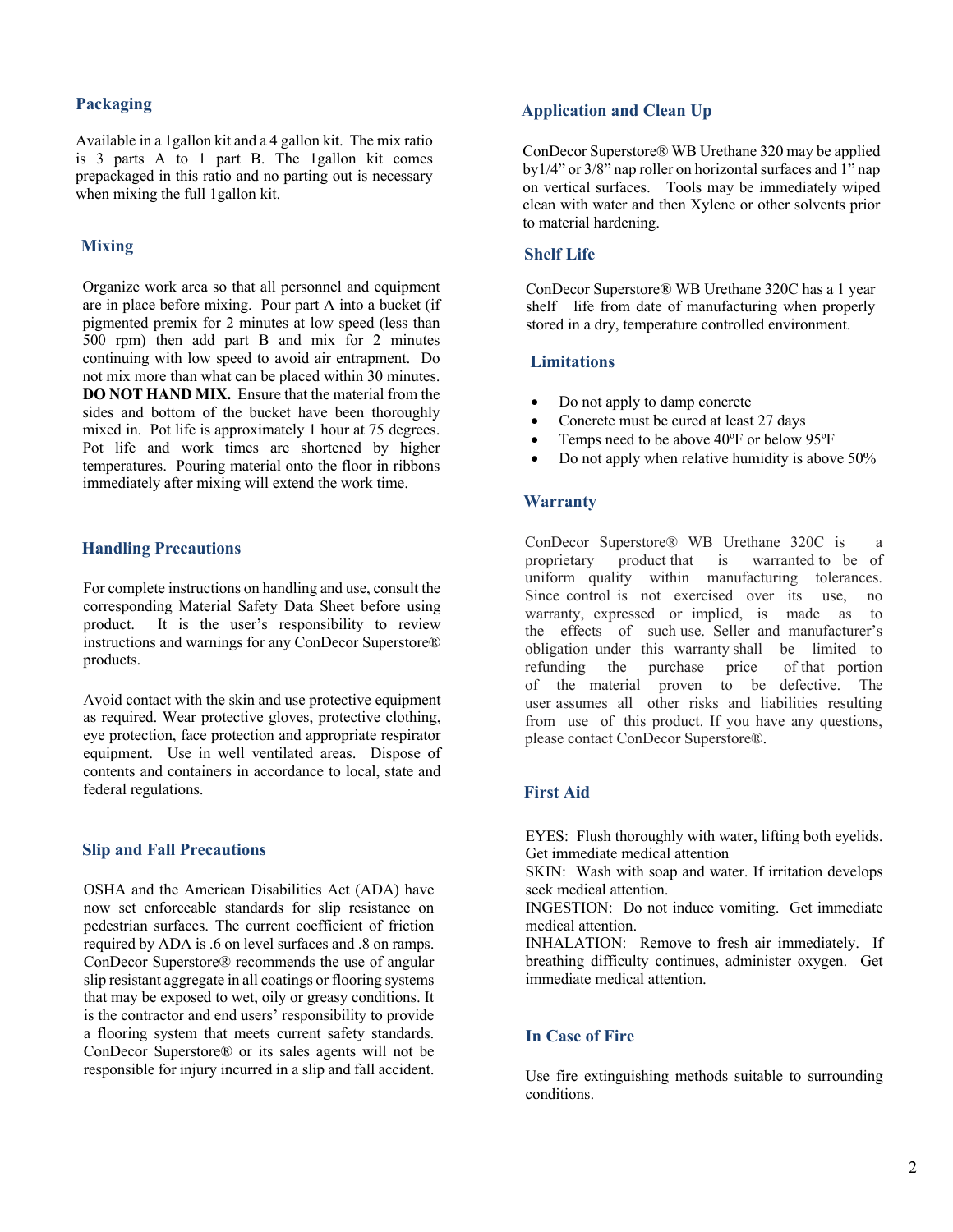## Packaging

Available in a 1gallon kit and a 4 gallon kit. The mix ratio is 3 parts A to 1 part B. The 1gallon kit comes prepackaged in this ratio and no parting out is necessary when mixing the full 1gallon kit.

## Mixing

Organize work area so that all personnel and equipment are in place before mixing. Pour part A into a bucket (if pigmented premix for 2 minutes at low speed (less than 500 rpm) then add part B and mix for 2 minutes continuing with low speed to avoid air entrapment. Do not mix more than what can be placed within 30 minutes. **DO NOT HAND MIX.** Ensure that the material from the sides and bottom of the bucket have been thoroughly mixed in. Pot life is approximately 1 hour at 75 degrees. Pot life and work times are shortened by higher temperatures. Pouring material onto the floor in ribbons immediately after mixing will extend the work time.

## Handling Precautions

For complete instructions on handling and use, consult the corresponding Material Safety Data Sheet before using product. It is the user's responsibility to review instructions and warnings for any ConDecor Superstore® products.

Avoid contact with the skin and use protective equipment as required. Wear protective gloves, protective clothing, eye protection, face protection and appropriate respirator equipment. Use in well ventilated areas. Dispose of contents and containers in accordance to local, state and federal regulations.

## Slip and Fall Precautions

OSHA and the American Disabilities Act (ADA) have now set enforceable standards for slip resistance on pedestrian surfaces. The current coefficient of friction required by ADA is .6 on level surfaces and .8 on ramps. ConDecor Superstore® recommends the use of angular slip resistant aggregate in all coatings or flooring systems that may be exposed to wet, oily or greasy conditions. It is the contractor and end users' responsibility to provide a flooring system that meets current safety standards. ConDecor Superstore® or its sales agents will not be responsible for injury incurred in a slip and fall accident.

## Application and Clean Up

ConDecor Superstore® WB Urethane 320 may be applied by1/4" or 3/8" nap roller on horizontal surfaces and 1" nap on vertical surfaces. Tools may be immediately wiped clean with water and then Xylene or other solvents prior to material hardening.

## Shelf Life

ConDecor Superstore® WB Urethane 320C has a 1 year shelf life from date of manufacturing when properly stored in a dry, temperature controlled environment.

## Limitations

- Do not apply to damp concrete
- Concrete must be cured at least 27 days
- Temps need to be above 40ºF or below 95ºF
- Do not apply when relative humidity is above 50%

## Warranty

ConDecor Superstore® WB Urethane 320C is a proprietary product that is warranted to be of uniform quality within manufacturing tolerances. Since control is not exercised over its use, no warranty, expressed or implied, is made as to the effects of such use. Seller and manufacturer's obligation under this warranty shall be limited to refunding the purchase price of that portion of the material proven to be defective. The user assumes all other risks and liabilities resulting from use of this product. If you have any questions, please contact ConDecor Superstore®.

## First Aid

EYES: Flush thoroughly with water, lifting both eyelids. Get immediate medical attention
SKIN: Wash with soap and water. If irritation develops seek medical attention.
INGESTION: Do not induce vomiting. Get immediate medical attention.
INHALATION: Remove to fresh air immediately. If breathing difficulty continues, administer oxygen. Get immediate medical attention.

## In Case of Fire

Use fire extinguishing methods suitable to surrounding conditions.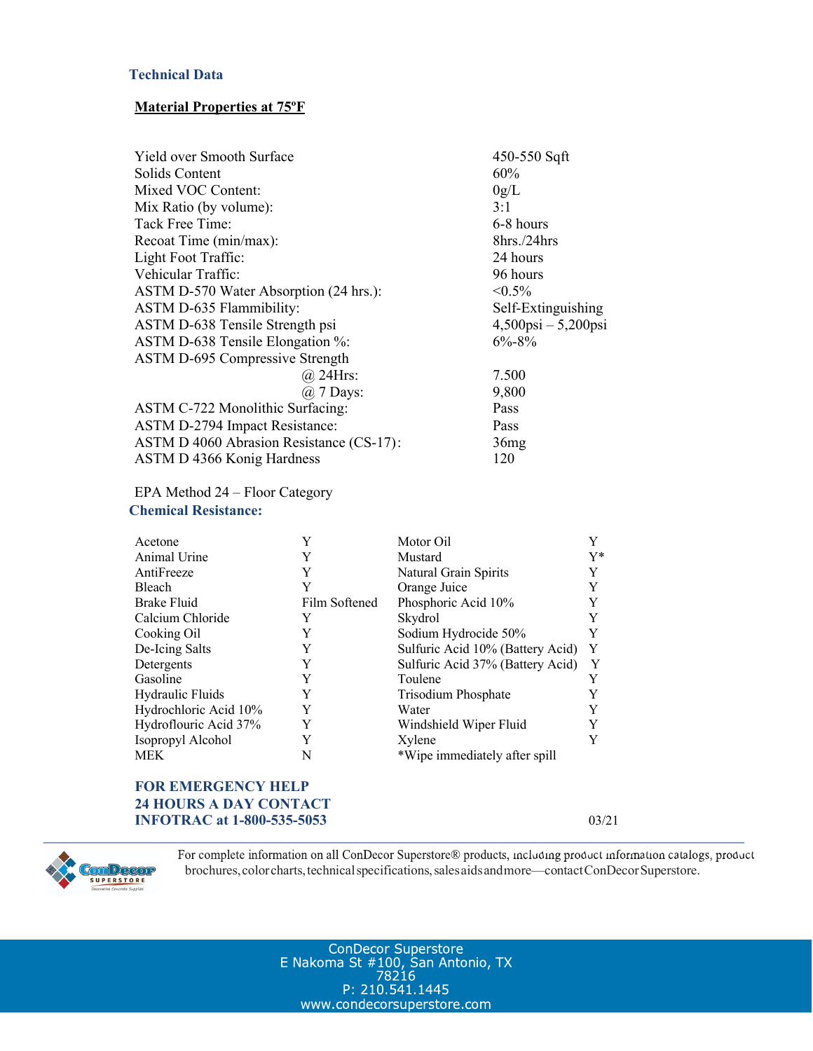## Technical Data

**Material Properties at 75ºF**

| | |
|---|---|
| Yield over Smooth Surface | 450-550 Sqft |
| Solids Content | 60% |
| Mixed VOC Content: | 0g/L |
| Mix Ratio (by volume): | 3:1 |
| Tack Free Time: | 6-8 hours |
| Recoat Time (min/max): | 8hrs./24hrs |
| Light Foot Traffic: | 24 hours |
| Vehicular Traffic: | 96 hours |
| ASTM D-570 Water Absorption (24 hrs.): | <0.5% |
| ASTM D-635 Flammibility: | Self-Extinguishing |
| ASTM D-638 Tensile Strength psi | 4,500psi – 5,200psi |
| ASTM D-638 Tensile Elongation %: | 6%-8% |
| ASTM D-695 Compressive Strength | |
| @ 24Hrs: | 7.500 |
| @ 7 Days: | 9,800 |
| ASTM C-722 Monolithic Surfacing: | Pass |
| ASTM D-2794 Impact Resistance: | Pass |
| ASTM D 4060 Abrasion Resistance (CS-17): | 36mg |
| ASTM D 4366 Konig Hardness | 120 |

EPA Method 24 – Floor Category

## Chemical Resistance:

| | | | |
|---|---|---|---|
| Acetone | Y | Motor Oil | Y |
| Animal Urine | Y | Mustard | Y* |
| AntiFreeze | Y | Natural Grain Spirits | Y |
| Bleach | Y | Orange Juice | Y |
| Brake Fluid | Film Softened | Phosphoric Acid 10% | Y |
| Calcium Chloride | Y | Skydrol | Y |
| Cooking Oil | Y | Sodium Hydrocide 50% | Y |
| De-Icing Salts | Y | Sulfuric Acid 10% (Battery Acid) | Y |
| Detergents | Y | Sulfuric Acid 37% (Battery Acid) | Y |
| Gasoline | Y | Toulene | Y |
| Hydraulic Fluids | Y | Trisodium Phosphate | Y |
| Hydrochloric Acid 10% | Y | Water | Y |
| Hydroflouric Acid 37% | Y | Windshield Wiper Fluid | Y |
| Isopropyl Alcohol | Y | Xylene | Y |
| MEK | N | *Wipe immediately after spill | |

**FOR EMERGENCY HELP
24 HOURS A DAY CONTACT
INFOTRAC at 1-800-535-5053**

03/21

For complete information on all ConDecor Superstore® products, including product information catalogs, product brochures, color charts, technical specifications, sales aids and more—contact ConDecor Superstore.

ConDecor Superstore
E Nakoma St #100, San Antonio, TX 78216
P: 210.541.1445
www.condecorsuperstore.com